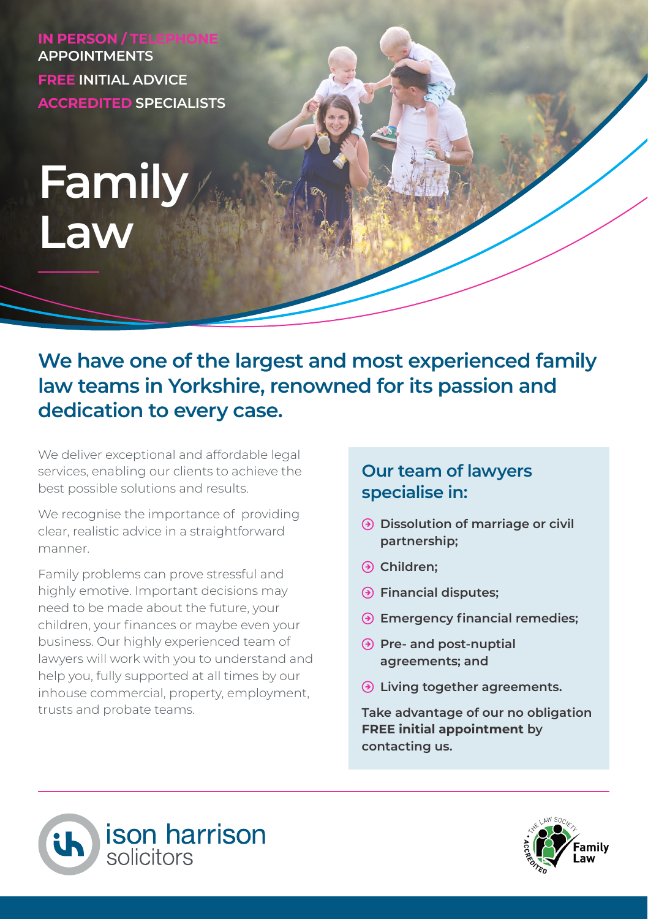**IN PERSON / TELEPHONE APPOINTMENTS**

**FREE INITIAL ADVICE**

**ACCREDITED SPECIALISTS**

# Family Law

## We have one of the largest and most experienced family law teams in Yorkshire, renowned for its passion and dedication to every case.

We deliver exceptional and affordable legal services, enabling our clients to achieve the best possible solutions and results.

We recognise the importance of providing clear, realistic advice in a straightforward manner.

Family problems can prove stressful and highly emotive. Important decisions may need to be made about the future, your children, your finances or maybe even your business. Our highly experienced team of lawyers will work with you to understand and help you, fully supported at all times by our inhouse commercial, property, employment, trusts and probate teams.

### Our team of lawyers specialise in:

- **Dissolution of marriage or civil partnership;**
- **Children;**
- **Financial disputes;**
- **Emergency financial remedies;**
- **Pre- and post-nuptial agreements; and**
- **Living together agreements.**

**Take advantage of our no obligation FREE initial appointment by contacting us.**

ison harrison solicitors

THE LAW SOCIETY ACCREDITED Family Law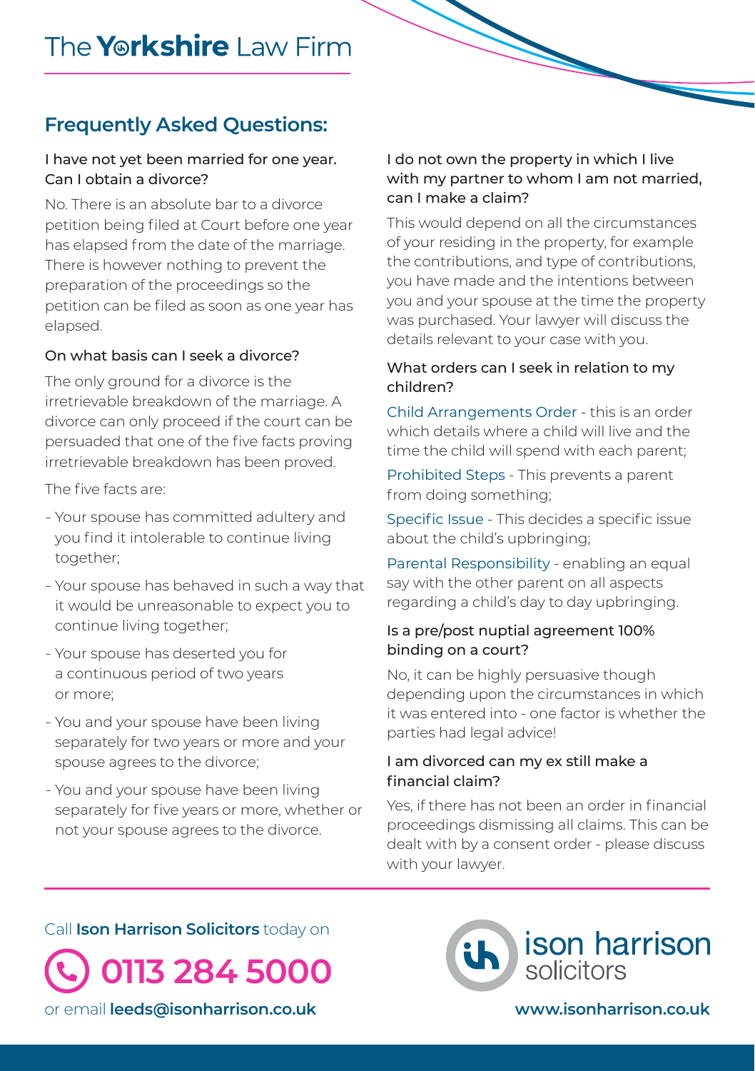# The Yorkshire Law Firm

## Frequently Asked Questions:

### I have not yet been married for one year. Can I obtain a divorce?

No. There is an absolute bar to a divorce petition being filed at Court before one year has elapsed from the date of the marriage. There is however nothing to prevent the preparation of the proceedings so the petition can be filed as soon as one year has elapsed.

### On what basis can I seek a divorce?

The only ground for a divorce is the irretrievable breakdown of the marriage. A divorce can only proceed if the court can be persuaded that one of the five facts proving irretrievable breakdown has been proved.

The five facts are:

- Your spouse has committed adultery and you find it intolerable to continue living together;
- Your spouse has behaved in such a way that it would be unreasonable to expect you to continue living together;
- Your spouse has deserted you for a continuous period of two years or more;
- You and your spouse have been living separately for two years or more and your spouse agrees to the divorce;
- You and your spouse have been living separately for five years or more, whether or not your spouse agrees to the divorce.

### I do not own the property in which I live with my partner to whom I am not married, can I make a claim?

This would depend on all the circumstances of your residing in the property, for example the contributions, and type of contributions, you have made and the intentions between you and your spouse at the time the property was purchased. Your lawyer will discuss the details relevant to your case with you.

### What orders can I seek in relation to my children?

Child Arrangements Order - this is an order which details where a child will live and the time the child will spend with each parent;

Prohibited Steps - This prevents a parent from doing something;

Specific Issue - This decides a specific issue about the child's upbringing;

Parental Responsibility - enabling an equal say with the other parent on all aspects regarding a child's day to day upbringing.

### Is a pre/post nuptial agreement 100% binding on a court?

No, it can be highly persuasive though depending upon the circumstances in which it was entered into - one factor is whether the parties had legal advice!

### I am divorced can my ex still make a financial claim?

Yes, if there has not been an order in financial proceedings dismissing all claims. This can be dealt with by a consent order - please discuss with your lawyer.

---

Call **Ison Harrison Solicitors** today on

**0113 284 5000**

or email **leeds@isonharrison.co.uk**

ison harrison solicitors

**www.isonharrison.co.uk**